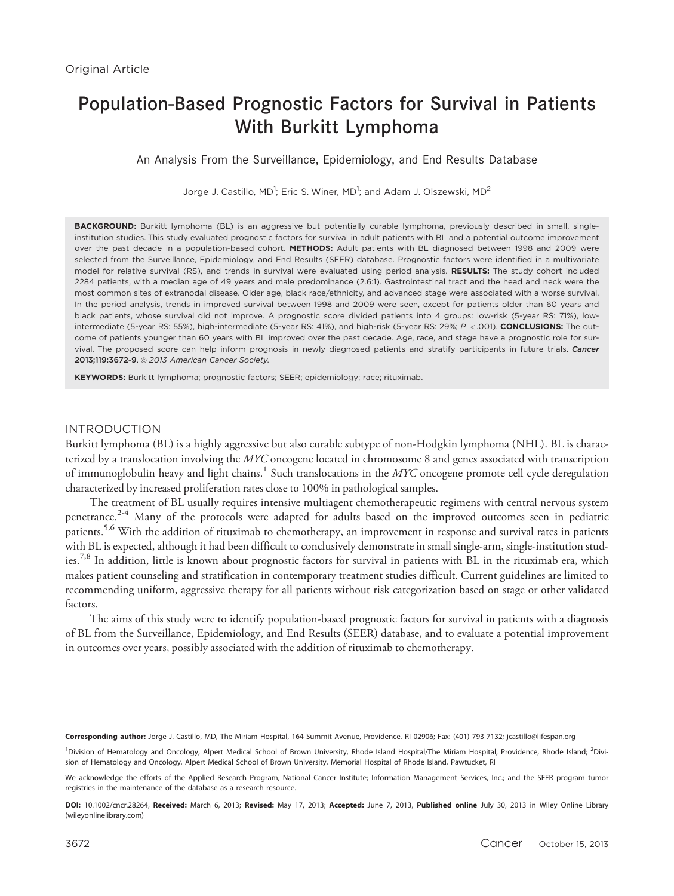Original Article

# Population-Based Prognostic Factors for Survival in Patients With Burkitt Lymphoma

## An Analysis From the Surveillance, Epidemiology, and End Results Database

Jorge J. Castillo, MD[1]; Eric S. Winer, MD[1]; and Adam J. Olszewski, MD[2]

**BACKGROUND:** Burkitt lymphoma (BL) is an aggressive but potentially curable lymphoma, previously described in small, single-institution studies. This study evaluated prognostic factors for survival in adult patients with BL and a potential outcome improvement over the past decade in a population-based cohort. **METHODS:** Adult patients with BL diagnosed between 1998 and 2009 were selected from the Surveillance, Epidemiology, and End Results (SEER) database. Prognostic factors were identified in a multivariate model for relative survival (RS), and trends in survival were evaluated using period analysis. **RESULTS:** The study cohort included 2284 patients, with a median age of 49 years and male predominance (2.6:1). Gastrointestinal tract and the head and neck were the most common sites of extranodal disease. Older age, black race/ethnicity, and advanced stage were associated with a worse survival. In the period analysis, trends in improved survival between 1998 and 2009 were seen, except for patients older than 60 years and black patients, whose survival did not improve. A prognostic score divided patients into 4 groups: low-risk (5-year RS: 71%), low-intermediate (5-year RS: 55%), high-intermediate (5-year RS: 41%), and high-risk (5-year RS: 29%; $P < .001$). **CONCLUSIONS:** The outcome of patients younger than 60 years with BL improved over the past decade. Age, race, and stage have a prognostic role for survival. The proposed score can help inform prognosis in newly diagnosed patients and stratify participants in future trials. ***Cancer* 2013;119:3672-9**. © *2013 American Cancer Society.*

**KEYWORDS:** Burkitt lymphoma; prognostic factors; SEER; epidemiology; race; rituximab.

## INTRODUCTION

Burkitt lymphoma (BL) is a highly aggressive but also curable subtype of non-Hodgkin lymphoma (NHL). BL is characterized by a translocation involving the *MYC* oncogene located in chromosome 8 and genes associated with transcription of immunoglobulin heavy and light chains.[1] Such translocations in the *MYC* oncogene promote cell cycle deregulation characterized by increased proliferation rates close to 100% in pathological samples.

The treatment of BL usually requires intensive multiagent chemotherapeutic regimens with central nervous system penetrance.[2-4] Many of the protocols were adapted for adults based on the improved outcomes seen in pediatric patients.[5,6] With the addition of rituximab to chemotherapy, an improvement in response and survival rates in patients with BL is expected, although it had been difficult to conclusively demonstrate in small single-arm, single-institution studies.[7,8] In addition, little is known about prognostic factors for survival in patients with BL in the rituximab era, which makes patient counseling and stratification in contemporary treatment studies difficult. Current guidelines are limited to recommending uniform, aggressive therapy for all patients without risk categorization based on stage or other validated factors.

The aims of this study were to identify population-based prognostic factors for survival in patients with a diagnosis of BL from the Surveillance, Epidemiology, and End Results (SEER) database, and to evaluate a potential improvement in outcomes over years, possibly associated with the addition of rituximab to chemotherapy.

**Corresponding author:** Jorge J. Castillo, MD, The Miriam Hospital, 164 Summit Avenue, Providence, RI 02906; Fax: (401) 793-7132; jcastillo@lifespan.org

[1]Division of Hematology and Oncology, Alpert Medical School of Brown University, Rhode Island Hospital/The Miriam Hospital, Providence, Rhode Island; [2]Division of Hematology and Oncology, Alpert Medical School of Brown University, Memorial Hospital of Rhode Island, Pawtucket, RI

We acknowledge the efforts of the Applied Research Program, National Cancer Institute; Information Management Services, Inc.; and the SEER program tumor registries in the maintenance of the database as a research resource.

**DOI:** 10.1002/cncr.28264, **Received:** March 6, 2013; **Revised:** May 17, 2013; **Accepted:** June 7, 2013, **Published online** July 30, 2013 in Wiley Online Library (wileyonlinelibrary.com)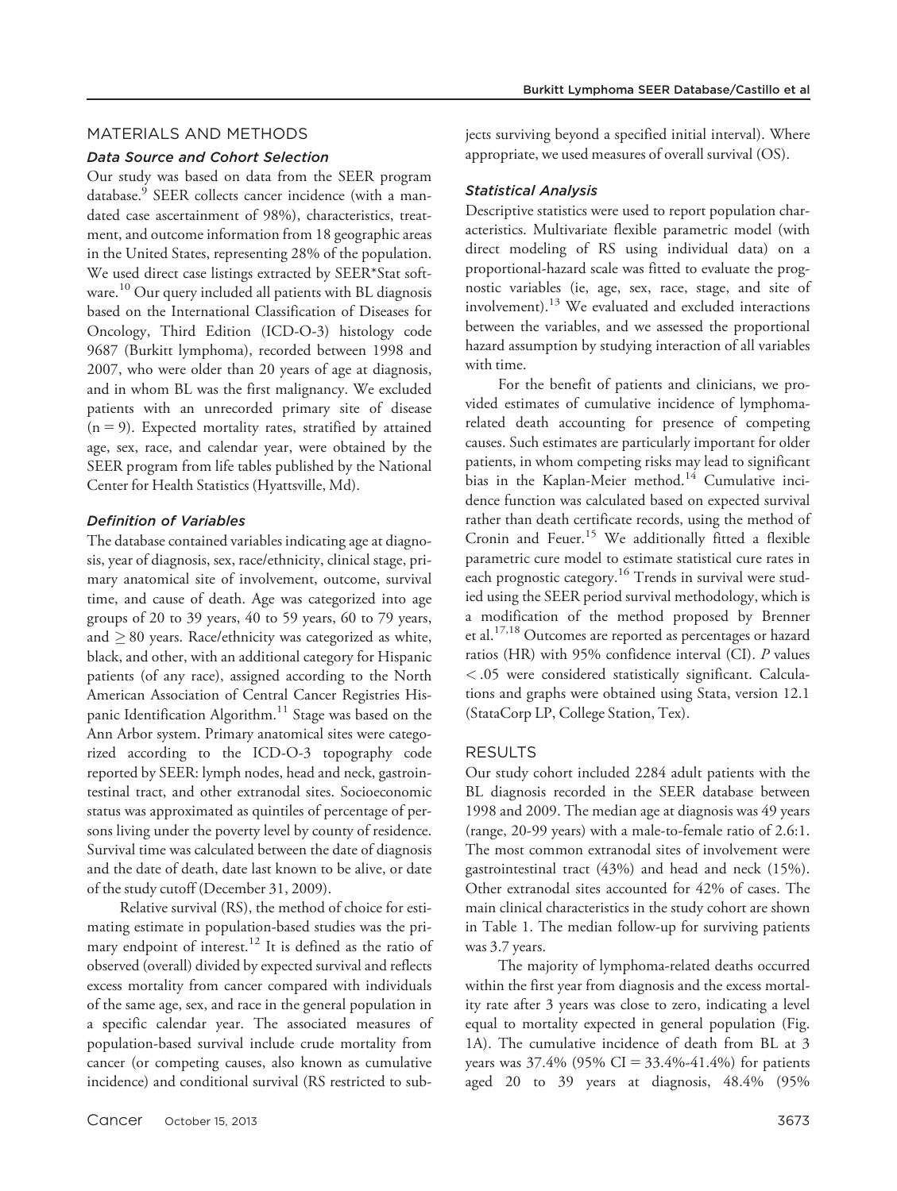## MATERIALS AND METHODS

### Data Source and Cohort Selection

Our study was based on data from the SEER program database.[9] SEER collects cancer incidence (with a mandated case ascertainment of 98%), characteristics, treatment, and outcome information from 18 geographic areas in the United States, representing 28% of the population. We used direct case listings extracted by SEER*Stat software.[10] Our query included all patients with BL diagnosis based on the International Classification of Diseases for Oncology, Third Edition (ICD-O-3) histology code 9687 (Burkitt lymphoma), recorded between 1998 and 2007, who were older than 20 years of age at diagnosis, and in whom BL was the first malignancy. We excluded patients with an unrecorded primary site of disease (n = 9). Expected mortality rates, stratified by attained age, sex, race, and calendar year, were obtained by the SEER program from life tables published by the National Center for Health Statistics (Hyattsville, Md).

### Definition of Variables

The database contained variables indicating age at diagnosis, year of diagnosis, sex, race/ethnicity, clinical stage, primary anatomical site of involvement, outcome, survival time, and cause of death. Age was categorized into age groups of 20 to 39 years, 40 to 59 years, 60 to 79 years, and ≥ 80 years. Race/ethnicity was categorized as white, black, and other, with an additional category for Hispanic patients (of any race), assigned according to the North American Association of Central Cancer Registries Hispanic Identification Algorithm.[11] Stage was based on the Ann Arbor system. Primary anatomical sites were categorized according to the ICD-O-3 topography code reported by SEER: lymph nodes, head and neck, gastrointestinal tract, and other extranodal sites. Socioeconomic status was approximated as quintiles of percentage of persons living under the poverty level by county of residence. Survival time was calculated between the date of diagnosis and the date of death, date last known to be alive, or date of the study cutoff (December 31, 2009).

Relative survival (RS), the method of choice for estimating estimate in population-based studies was the primary endpoint of interest.[12] It is defined as the ratio of observed (overall) divided by expected survival and reflects excess mortality from cancer compared with individuals of the same age, sex, and race in the general population in a specific calendar year. The associated measures of population-based survival include crude mortality from cancer (or competing causes, also known as cumulative incidence) and conditional survival (RS restricted to subjects surviving beyond a specified initial interval). Where appropriate, we used measures of overall survival (OS).

### Statistical Analysis

Descriptive statistics were used to report population characteristics. Multivariate flexible parametric model (with direct modeling of RS using individual data) on a proportional-hazard scale was fitted to evaluate the prognostic variables (ie, age, sex, race, stage, and site of involvement).[13] We evaluated and excluded interactions between the variables, and we assessed the proportional hazard assumption by studying interaction of all variables with time.

For the benefit of patients and clinicians, we provided estimates of cumulative incidence of lymphoma-related death accounting for presence of competing causes. Such estimates are particularly important for older patients, in whom competing risks may lead to significant bias in the Kaplan-Meier method.[14] Cumulative incidence function was calculated based on expected survival rather than death certificate records, using the method of Cronin and Feuer.[15] We additionally fitted a flexible parametric cure model to estimate statistical cure rates in each prognostic category.[16] Trends in survival were studied using the SEER period survival methodology, which is a modification of the method proposed by Brenner et al.[17,18] Outcomes are reported as percentages or hazard ratios (HR) with 95% confidence interval (CI). *P* values $< .05$ were considered statistically significant. Calculations and graphs were obtained using Stata, version 12.1 (StataCorp LP, College Station, Tex).

## RESULTS

Our study cohort included 2284 adult patients with the BL diagnosis recorded in the SEER database between 1998 and 2009. The median age at diagnosis was 49 years (range, 20-99 years) with a male-to-female ratio of 2.6:1. The most common extranodal sites of involvement were gastrointestinal tract (43%) and head and neck (15%). Other extranodal sites accounted for 42% of cases. The main clinical characteristics in the study cohort are shown in Table 1. The median follow-up for surviving patients was 3.7 years.

The majority of lymphoma-related deaths occurred within the first year from diagnosis and the excess mortality rate after 3 years was close to zero, indicating a level equal to mortality expected in general population (Fig. 1A). The cumulative incidence of death from BL at 3 years was 37.4% (95% CI = 33.4%-41.4%) for patients aged 20 to 39 years at diagnosis, 48.4% (95%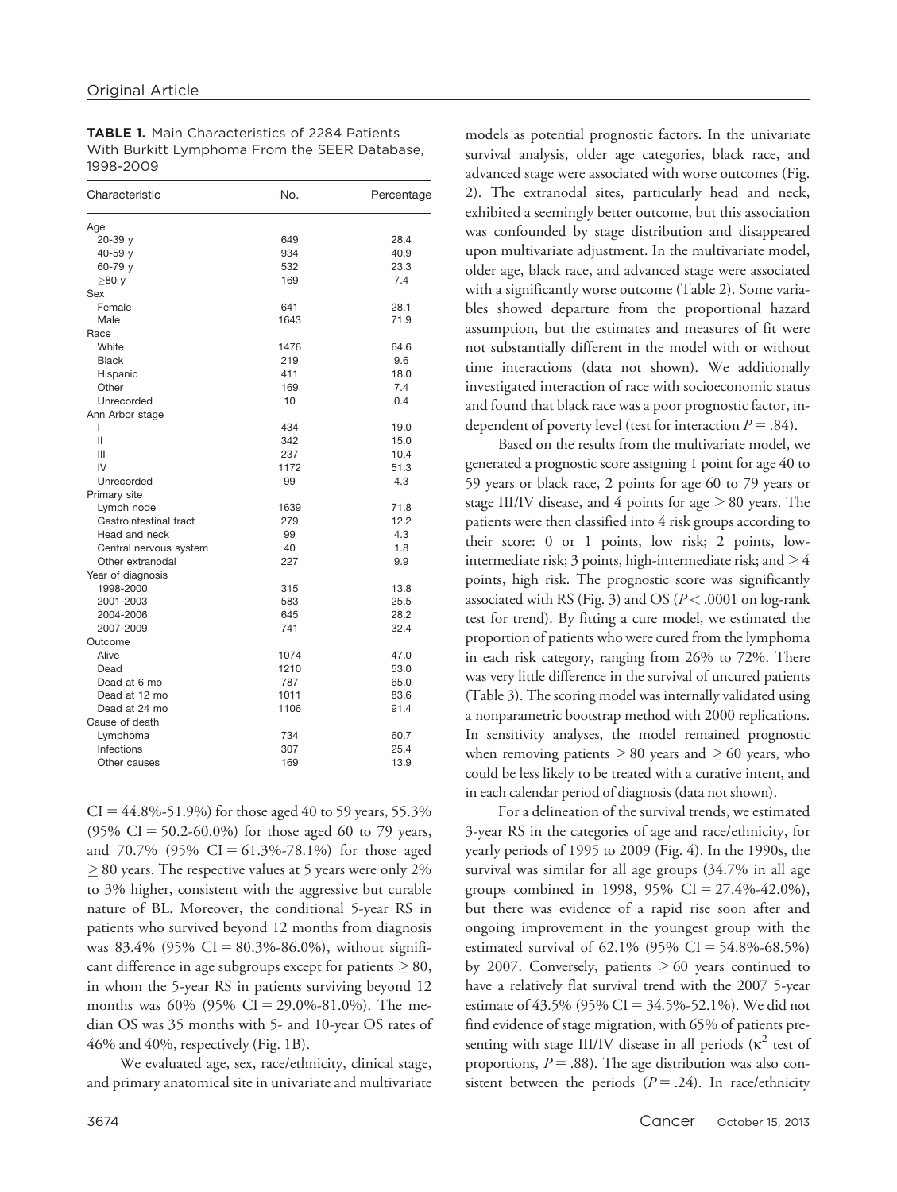Original Article

**TABLE 1.** Main Characteristics of 2284 Patients With Burkitt Lymphoma From the SEER Database, 1998-2009

| Characteristic | No. | Percentage |
|---|---|---|
| Age | | |
| 20-39 y | 649 | 28.4 |
| 40-59 y | 934 | 40.9 |
| 60-79 y | 532 | 23.3 |
| ≥80 y | 169 | 7.4 |
| Sex | | |
| Female | 641 | 28.1 |
| Male | 1643 | 71.9 |
| Race | | |
| White | 1476 | 64.6 |
| Black | 219 | 9.6 |
| Hispanic | 411 | 18.0 |
| Other | 169 | 7.4 |
| Unrecorded | 10 | 0.4 |
| Ann Arbor stage | | |
| I | 434 | 19.0 |
| II | 342 | 15.0 |
| III | 237 | 10.4 |
| IV | 1172 | 51.3 |
| Unrecorded | 99 | 4.3 |
| Primary site | | |
| Lymph node | 1639 | 71.8 |
| Gastrointestinal tract | 279 | 12.2 |
| Head and neck | 99 | 4.3 |
| Central nervous system | 40 | 1.8 |
| Other extranodal | 227 | 9.9 |
| Year of diagnosis | | |
| 1998-2000 | 315 | 13.8 |
| 2001-2003 | 583 | 25.5 |
| 2004-2006 | 645 | 28.2 |
| 2007-2009 | 741 | 32.4 |
| Outcome | | |
| Alive | 1074 | 47.0 |
| Dead | 1210 | 53.0 |
| Dead at 6 mo | 787 | 65.0 |
| Dead at 12 mo | 1011 | 83.6 |
| Dead at 24 mo | 1106 | 91.4 |
| Cause of death | | |
| Lymphoma | 734 | 60.7 |
| Infections | 307 | 25.4 |
| Other causes | 169 | 13.9 |

CI = 44.8%-51.9%) for those aged 40 to 59 years, 55.3% (95% CI = 50.2-60.0%) for those aged 60 to 79 years, and 70.7% (95% CI = 61.3%-78.1%) for those aged ≥ 80 years. The respective values at 5 years were only 2% to 3% higher, consistent with the aggressive but curable nature of BL. Moreover, the conditional 5-year RS in patients who survived beyond 12 months from diagnosis was 83.4% (95% CI = 80.3%-86.0%), without significant difference in age subgroups except for patients ≥ 80, in whom the 5-year RS in patients surviving beyond 12 months was 60% (95% CI = 29.0%-81.0%). The median OS was 35 months with 5- and 10-year OS rates of 46% and 40%, respectively (Fig. 1B).

We evaluated age, sex, race/ethnicity, clinical stage, and primary anatomical site in univariate and multivariate models as potential prognostic factors. In the univariate survival analysis, older age categories, black race, and advanced stage were associated with worse outcomes (Fig. 2). The extranodal sites, particularly head and neck, exhibited a seemingly better outcome, but this association was confounded by stage distribution and disappeared upon multivariate adjustment. In the multivariate model, older age, black race, and advanced stage were associated with a significantly worse outcome (Table 2). Some variables showed departure from the proportional hazard assumption, but the estimates and measures of fit were not substantially different in the model with or without time interactions (data not shown). We additionally investigated interaction of race with socioeconomic status and found that black race was a poor prognostic factor, independent of poverty level (test for interaction $P = .84$).

Based on the results from the multivariate model, we generated a prognostic score assigning 1 point for age 40 to 59 years or black race, 2 points for age 60 to 79 years or stage III/IV disease, and 4 points for age ≥ 80 years. The patients were then classified into 4 risk groups according to their score: 0 or 1 points, low risk; 2 points, low-intermediate risk; 3 points, high-intermediate risk; and ≥ 4 points, high risk. The prognostic score was significantly associated with RS (Fig. 3) and OS ($P < .0001$ on log-rank test for trend). By fitting a cure model, we estimated the proportion of patients who were cured from the lymphoma in each risk category, ranging from 26% to 72%. There was very little difference in the survival of uncured patients (Table 3). The scoring model was internally validated using a nonparametric bootstrap method with 2000 replications. In sensitivity analyses, the model remained prognostic when removing patients ≥ 80 years and ≥ 60 years, who could be less likely to be treated with a curative intent, and in each calendar period of diagnosis (data not shown).

For a delineation of the survival trends, we estimated 3-year RS in the categories of age and race/ethnicity, for yearly periods of 1995 to 2009 (Fig. 4). In the 1990s, the survival was similar for all age groups (34.7% in all age groups combined in 1998, 95% CI = 27.4%-42.0%), but there was evidence of a rapid rise soon after and ongoing improvement in the youngest group with the estimated survival of 62.1% (95% CI = 54.8%-68.5%) by 2007. Conversely, patients ≥ 60 years continued to have a relatively flat survival trend with the 2007 5-year estimate of 43.5% (95% CI = 34.5%-52.1%). We did not find evidence of stage migration, with 65% of patients presenting with stage III/IV disease in all periods ($\kappa^2$ test of proportions, $P = .88$). The age distribution was also consistent between the periods ($P = .24$). In race/ethnicity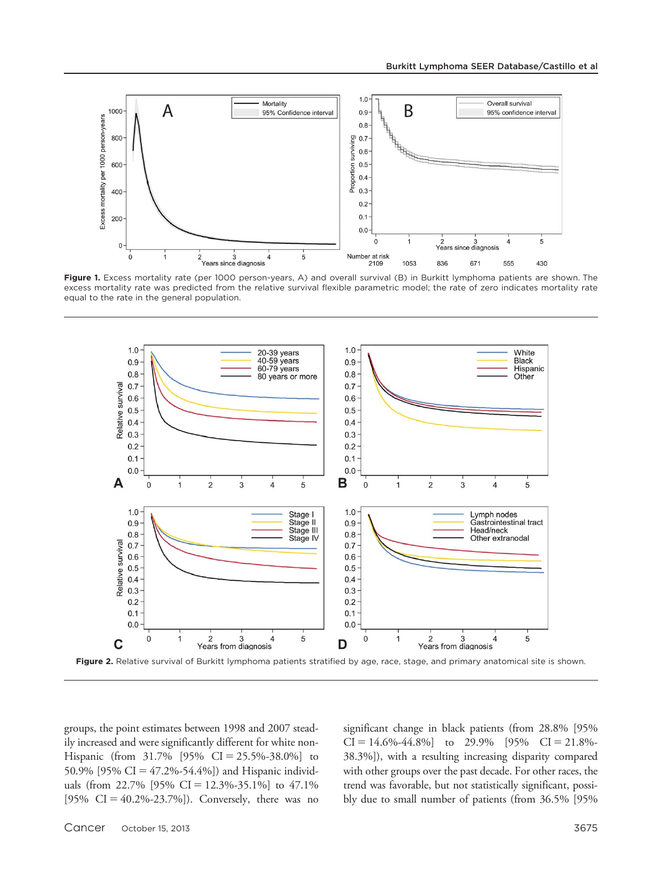**Figure 1.** Excess mortality rate (per 1000 person-years, A) and overall survival (B) in Burkitt lymphoma patients are shown. The excess mortality rate was predicted from the relative survival flexible parametric model; the rate of zero indicates mortality rate equal to the rate in the general population.

**Figure 2.** Relative survival of Burkitt lymphoma patients stratified by age, race, stage, and primary anatomical site is shown.

groups, the point estimates between 1998 and 2007 steadily increased and were significantly different for white non-Hispanic (from 31.7% [95% CI = 25.5%-38.0%] to 50.9% [95% CI = 47.2%-54.4%]) and Hispanic individuals (from 22.7% [95% CI = 12.3%-35.1%] to 47.1% [95% CI = 40.2%-23.7%]). Conversely, there was no significant change in black patients (from 28.8% [95% CI = 14.6%-44.8%] to 29.9% [95% CI = 21.8%-38.3%]), with a resulting increasing disparity compared with other groups over the past decade. For other races, the trend was favorable, but not statistically significant, possibly due to small number of patients (from 36.5% [95%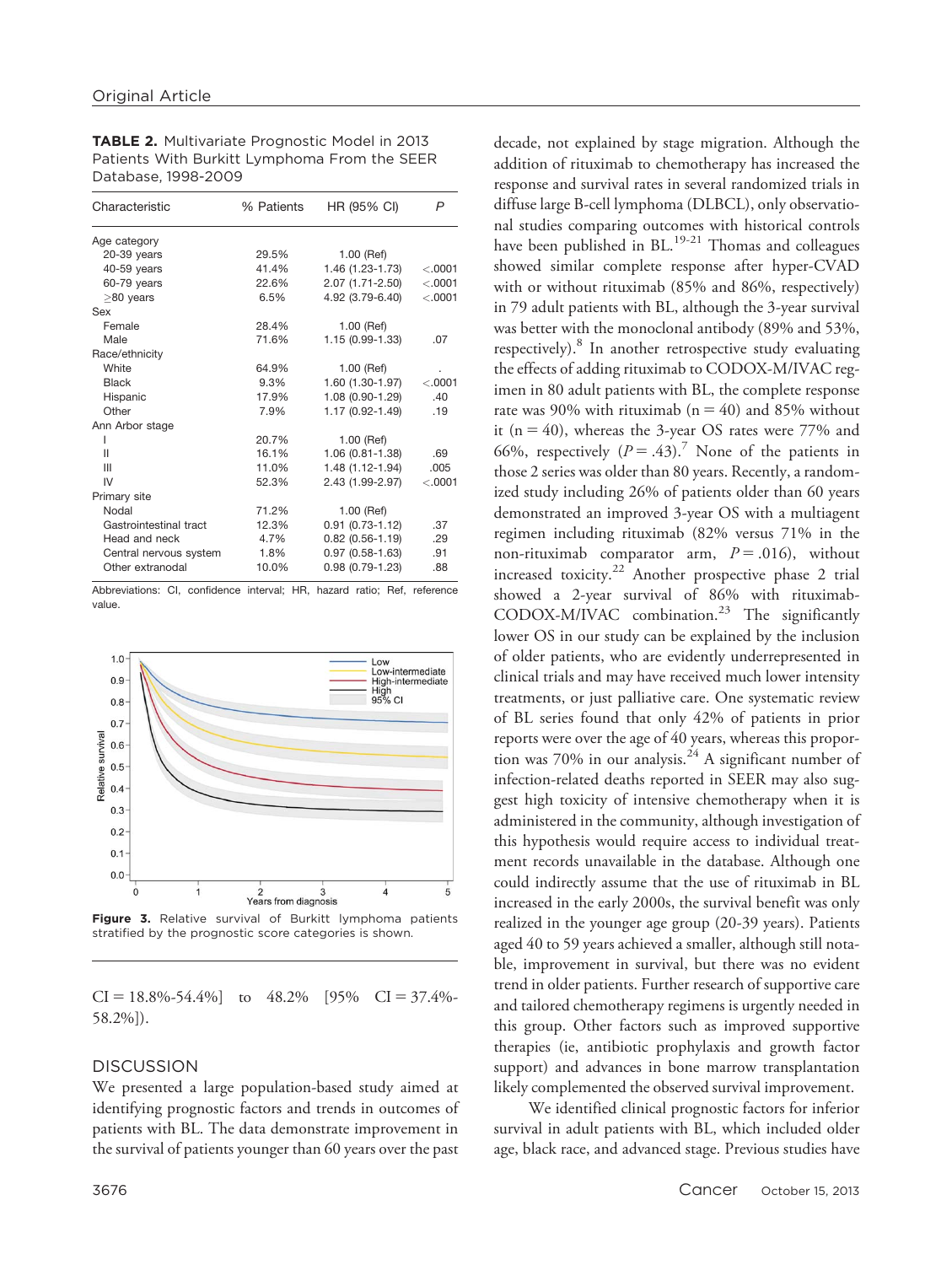**TABLE 2.** Multivariate Prognostic Model in 2013 Patients With Burkitt Lymphoma From the SEER Database, 1998-2009

| Characteristic | % Patients | HR (95% CI) | P |
|---|---|---|---|
| Age category | | | |
| 20-39 years | 29.5% | 1.00 (Ref) | |
| 40-59 years | 41.4% | 1.46 (1.23-1.73) | <.0001 |
| 60-79 years | 22.6% | 2.07 (1.71-2.50) | <.0001 |
| ≥80 years | 6.5% | 4.92 (3.79-6.40) | <.0001 |
| Sex | | | |
| Female | 28.4% | 1.00 (Ref) | |
| Male | 71.6% | 1.15 (0.99-1.33) | .07 |
| Race/ethnicity | | | |
| White | 64.9% | 1.00 (Ref) | . |
| Black | 9.3% | 1.60 (1.30-1.97) | <.0001 |
| Hispanic | 17.9% | 1.08 (0.90-1.29) | .40 |
| Other | 7.9% | 1.17 (0.92-1.49) | .19 |
| Ann Arbor stage | | | |
| I | 20.7% | 1.00 (Ref) | |
| II | 16.1% | 1.06 (0.81-1.38) | .69 |
| III | 11.0% | 1.48 (1.12-1.94) | .005 |
| IV | 52.3% | 2.43 (1.99-2.97) | <.0001 |
| Primary site | | | |
| Nodal | 71.2% | 1.00 (Ref) | |
| Gastrointestinal tract | 12.3% | 0.91 (0.73-1.12) | .37 |
| Head and neck | 4.7% | 0.82 (0.56-1.19) | .29 |
| Central nervous system | 1.8% | 0.97 (0.58-1.63) | .91 |
| Other extranodal | 10.0% | 0.98 (0.79-1.23) | .88 |

Abbreviations: CI, confidence interval; HR, hazard ratio; Ref, reference value.

**Figure 3.** Relative survival of Burkitt lymphoma patients stratified by the prognostic score categories is shown.

CI = 18.8%-54.4%] to 48.2% [95% CI = 37.4%-58.2%]).

## DISCUSSION

We presented a large population-based study aimed at identifying prognostic factors and trends in outcomes of patients with BL. The data demonstrate improvement in the survival of patients younger than 60 years over the past decade, not explained by stage migration. Although the addition of rituximab to chemotherapy has increased the response and survival rates in several randomized trials in diffuse large B-cell lymphoma (DLBCL), only observational studies comparing outcomes with historical controls have been published in BL.[19-21] Thomas and colleagues showed similar complete response after hyper-CVAD with or without rituximab (85% and 86%, respectively) in 79 adult patients with BL, although the 3-year survival was better with the monoclonal antibody (89% and 53%, respectively).[8] In another retrospective study evaluating the effects of adding rituximab to CODOX-M/IVAC regimen in 80 adult patients with BL, the complete response rate was 90% with rituximab (n = 40) and 85% without it (n = 40), whereas the 3-year OS rates were 77% and 66%, respectively ($P = .43$).[7] None of the patients in those 2 series was older than 80 years. Recently, a randomized study including 26% of patients older than 60 years demonstrated an improved 3-year OS with a multiagent regimen including rituximab (82% versus 71% in the non-rituximab comparator arm, $P = .016$), without increased toxicity.[22] Another prospective phase 2 trial showed a 2-year survival of 86% with rituximab-CODOX-M/IVAC combination.[23] The significantly lower OS in our study can be explained by the inclusion of older patients, who are evidently underrepresented in clinical trials and may have received much lower intensity treatments, or just palliative care. One systematic review of BL series found that only 42% of patients in prior reports were over the age of 40 years, whereas this proportion was 70% in our analysis.[24] A significant number of infection-related deaths reported in SEER may also suggest high toxicity of intensive chemotherapy when it is administered in the community, although investigation of this hypothesis would require access to individual treatment records unavailable in the database. Although one could indirectly assume that the use of rituximab in BL increased in the early 2000s, the survival benefit was only realized in the younger age group (20-39 years). Patients aged 40 to 59 years achieved a smaller, although still notable, improvement in survival, but there was no evident trend in older patients. Further research of supportive care and tailored chemotherapy regimens is urgently needed in this group. Other factors such as improved supportive therapies (ie, antibiotic prophylaxis and growth factor support) and advances in bone marrow transplantation likely complemented the observed survival improvement.

We identified clinical prognostic factors for inferior survival in adult patients with BL, which included older age, black race, and advanced stage. Previous studies have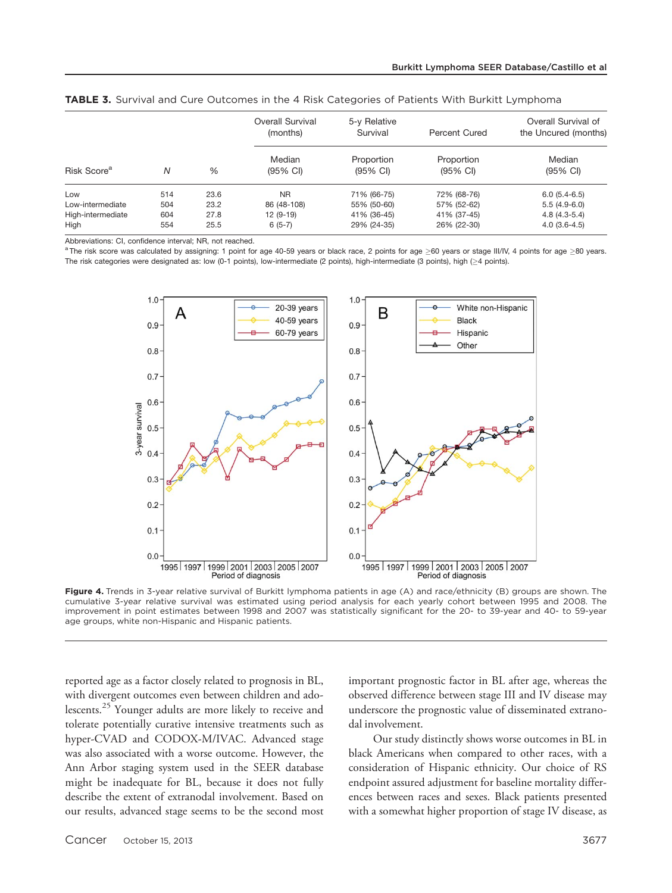**TABLE 3.** Survival and Cure Outcomes in the 4 Risk Categories of Patients With Burkitt Lymphoma

| | | | Overall Survival (months) | 5-y Relative Survival | Percent Cured | Overall Survival of the Uncured (months) |
|---|---|---|---|---|---|---|
| Risk Score[a] | *N* | % | Median (95% CI) | Proportion (95% CI) | Proportion (95% CI) | Median (95% CI) |
| Low | 514 | 23.6 | NR | 71% (66-75) | 72% (68-76) | 6.0 (5.4-6.5) |
| Low-intermediate | 504 | 23.2 | 86 (48-108) | 55% (50-60) | 57% (52-62) | 5.5 (4.9-6.0) |
| High-intermediate | 604 | 27.8 | 12 (9-19) | 41% (36-45) | 41% (37-45) | 4.8 (4.3-5.4) |
| High | 554 | 25.5 | 6 (5-7) | 29% (24-35) | 26% (22-30) | 4.0 (3.6-4.5) |

Abbreviations: CI, confidence interval; NR, not reached.

[a] The risk score was calculated by assigning: 1 point for age 40-59 years or black race, 2 points for age ≥60 years or stage III/IV, 4 points for age ≥80 years. The risk categories were designated as: low (0-1 points), low-intermediate (2 points), high-intermediate (3 points), high (≥4 points).

**Figure 4.** Trends in 3-year relative survival of Burkitt lymphoma patients in age (A) and race/ethnicity (B) groups are shown. The cumulative 3-year relative survival was estimated using period analysis for each yearly cohort between 1995 and 2008. The improvement in point estimates between 1998 and 2007 was statistically significant for the 20- to 39-year and 40- to 59-year age groups, white non-Hispanic and Hispanic patients.

reported age as a factor closely related to prognosis in BL, with divergent outcomes even between children and adolescents.[25] Younger adults are more likely to receive and tolerate potentially curative intensive treatments such as hyper-CVAD and CODOX-M/IVAC. Advanced stage was also associated with a worse outcome. However, the Ann Arbor staging system used in the SEER database might be inadequate for BL, because it does not fully describe the extent of extranodal involvement. Based on our results, advanced stage seems to be the second most important prognostic factor in BL after age, whereas the observed difference between stage III and IV disease may underscore the prognostic value of disseminated extranodal involvement.

Our study distinctly shows worse outcomes in BL in black Americans when compared to other races, with a consideration of Hispanic ethnicity. Our choice of RS endpoint assured adjustment for baseline mortality differences between races and sexes. Black patients presented with a somewhat higher proportion of stage IV disease, as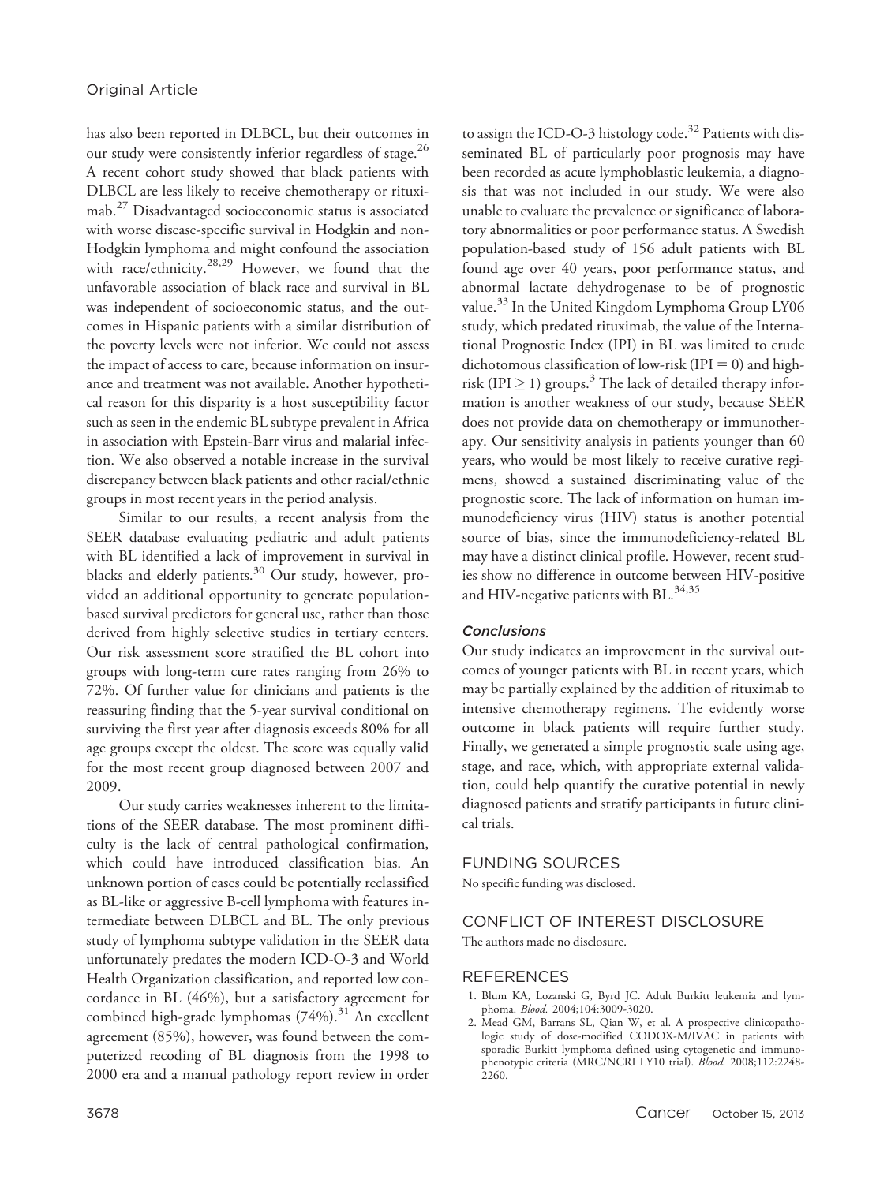has also been reported in DLBCL, but their outcomes in our study were consistently inferior regardless of stage.[26] A recent cohort study showed that black patients with DLBCL are less likely to receive chemotherapy or rituximab.[27] Disadvantaged socioeconomic status is associated with worse disease-specific survival in Hodgkin and non-Hodgkin lymphoma and might confound the association with race/ethnicity.[28,29] However, we found that the unfavorable association of black race and survival in BL was independent of socioeconomic status, and the outcomes in Hispanic patients with a similar distribution of the poverty levels were not inferior. We could not assess the impact of access to care, because information on insurance and treatment was not available. Another hypothetical reason for this disparity is a host susceptibility factor such as seen in the endemic BL subtype prevalent in Africa in association with Epstein-Barr virus and malarial infection. We also observed a notable increase in the survival discrepancy between black patients and other racial/ethnic groups in most recent years in the period analysis.

Similar to our results, a recent analysis from the SEER database evaluating pediatric and adult patients with BL identified a lack of improvement in survival in blacks and elderly patients.[30] Our study, however, provided an additional opportunity to generate population-based survival predictors for general use, rather than those derived from highly selective studies in tertiary centers. Our risk assessment score stratified the BL cohort into groups with long-term cure rates ranging from 26% to 72%. Of further value for clinicians and patients is the reassuring finding that the 5-year survival conditional on surviving the first year after diagnosis exceeds 80% for all age groups except the oldest. The score was equally valid for the most recent group diagnosed between 2007 and 2009.

Our study carries weaknesses inherent to the limitations of the SEER database. The most prominent difficulty is the lack of central pathological confirmation, which could have introduced classification bias. An unknown portion of cases could be potentially reclassified as BL-like or aggressive B-cell lymphoma with features intermediate between DLBCL and BL. The only previous study of lymphoma subtype validation in the SEER data unfortunately predates the modern ICD-O-3 and World Health Organization classification, and reported low concordance in BL (46%), but a satisfactory agreement for combined high-grade lymphomas (74%).[31] An excellent agreement (85%), however, was found between the computerized recoding of BL diagnosis from the 1998 to 2000 era and a manual pathology report review in order to assign the ICD-O-3 histology code.[32] Patients with disseminated BL of particularly poor prognosis may have been recorded as acute lymphoblastic leukemia, a diagnosis that was not included in our study. We were also unable to evaluate the prevalence or significance of laboratory abnormalities or poor performance status. A Swedish population-based study of 156 adult patients with BL found age over 40 years, poor performance status, and abnormal lactate dehydrogenase to be of prognostic value.[33] In the United Kingdom Lymphoma Group LY06 study, which predated rituximab, the value of the International Prognostic Index (IPI) in BL was limited to crude dichotomous classification of low-risk (IPI $= 0$) and high-risk (IPI $\geq 1$) groups.[3] The lack of detailed therapy information is another weakness of our study, because SEER does not provide data on chemotherapy or immunotherapy. Our sensitivity analysis in patients younger than 60 years, who would be most likely to receive curative regimens, showed a sustained discriminating value of the prognostic score. The lack of information on human immunodeficiency virus (HIV) status is another potential source of bias, since the immunodeficiency-related BL may have a distinct clinical profile. However, recent studies show no difference in outcome between HIV-positive and HIV-negative patients with BL.[34,35]

### *Conclusions*

Our study indicates an improvement in the survival outcomes of younger patients with BL in recent years, which may be partially explained by the addition of rituximab to intensive chemotherapy regimens. The evidently worse outcome in black patients will require further study. Finally, we generated a simple prognostic scale using age, stage, and race, which, with appropriate external validation, could help quantify the curative potential in newly diagnosed patients and stratify participants in future clinical trials.

## FUNDING SOURCES

No specific funding was disclosed.

## CONFLICT OF INTEREST DISCLOSURE

The authors made no disclosure.

## REFERENCES

1. Blum KA, Lozanski G, Byrd JC. Adult Burkitt leukemia and lymphoma. *Blood.* 2004;104:3009-3020.
2. Mead GM, Barrans SL, Qian W, et al. A prospective clinicopathologic study of dose-modified CODOX-M/IVAC in patients with sporadic Burkitt lymphoma defined using cytogenetic and immunophenotypic criteria (MRC/NCRI LY10 trial). *Blood.* 2008;112:2248-2260.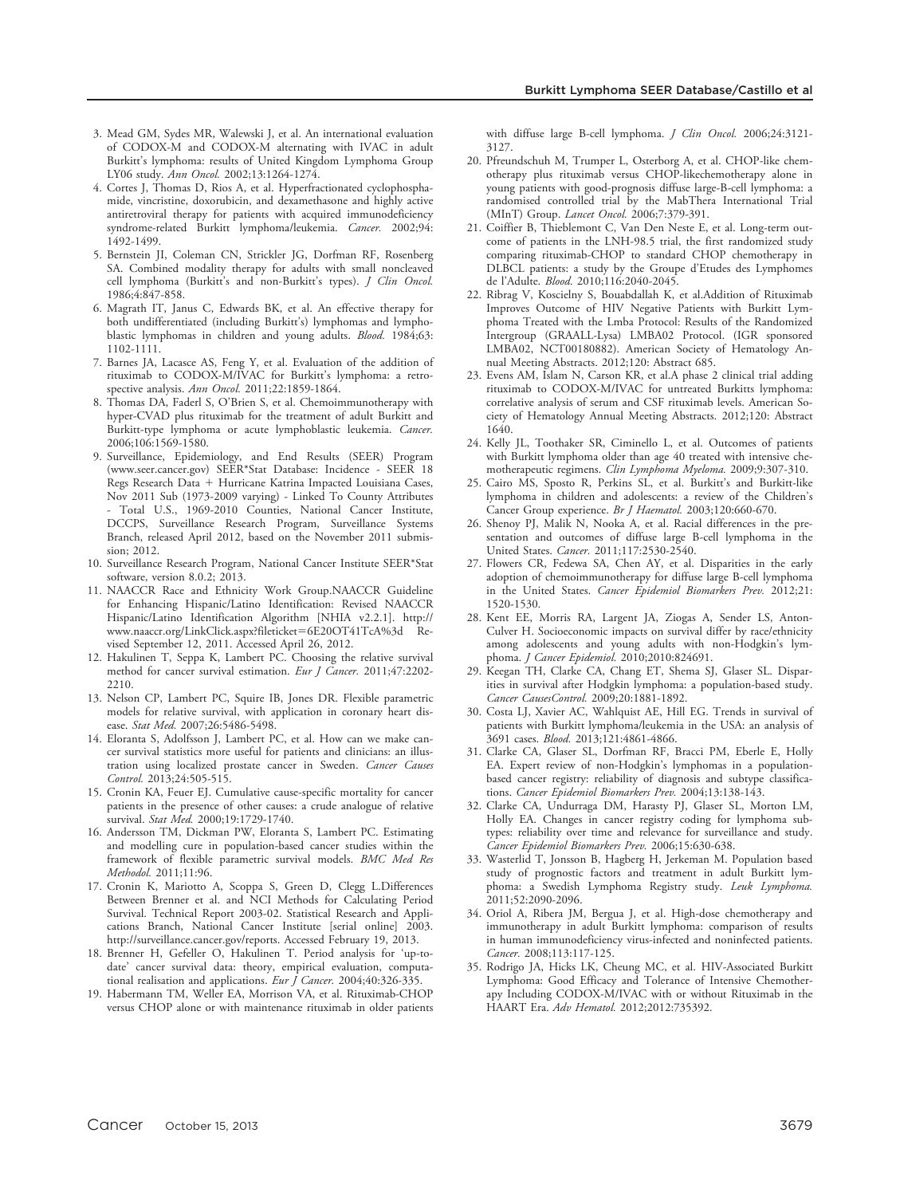3. Mead GM, Sydes MR, Walewski J, et al. An international evaluation of CODOX-M and CODOX-M alternating with IVAC in adult Burkitt's lymphoma: results of United Kingdom Lymphoma Group LY06 study. *Ann Oncol.* 2002;13:1264-1274.
4. Cortes J, Thomas D, Rios A, et al. Hyperfractionated cyclophosphamide, vincristine, doxorubicin, and dexamethasone and highly active antiretroviral therapy for patients with acquired immunodeficiency syndrome-related Burkitt lymphoma/leukemia. *Cancer.* 2002;94: 1492-1499.
5. Bernstein JI, Coleman CN, Strickler JG, Dorfman RF, Rosenberg SA. Combined modality therapy for adults with small noncleaved cell lymphoma (Burkitt's and non-Burkitt's types). *J Clin Oncol.* 1986;4:847-858.
6. Magrath IT, Janus C, Edwards BK, et al. An effective therapy for both undifferentiated (including Burkitt's) lymphomas and lymphoblastic lymphomas in children and young adults. *Blood.* 1984;63: 1102-1111.
7. Barnes JA, Lacasce AS, Feng Y, et al. Evaluation of the addition of rituximab to CODOX-M/IVAC for Burkitt's lymphoma: a retrospective analysis. *Ann Oncol.* 2011;22:1859-1864.
8. Thomas DA, Faderl S, O'Brien S, et al. Chemoimmunotherapy with hyper-CVAD plus rituximab for the treatment of adult Burkitt and Burkitt-type lymphoma or acute lymphoblastic leukemia. *Cancer.* 2006;106:1569-1580.
9. Surveillance, Epidemiology, and End Results (SEER) Program (www.seer.cancer.gov) SEER*Stat Database: Incidence - SEER 18 Regs Research Data + Hurricane Katrina Impacted Louisiana Cases, Nov 2011 Sub (1973-2009 varying) - Linked To County Attributes - Total U.S., 1969-2010 Counties, National Cancer Institute, DCCPS, Surveillance Research Program, Surveillance Systems Branch, released April 2012, based on the November 2011 submission; 2012.
10. Surveillance Research Program, National Cancer Institute SEER*Stat software, version 8.0.2; 2013.
11. NAACCR Race and Ethnicity Work Group.NAACCR Guideline for Enhancing Hispanic/Latino Identification: Revised NAACCR Hispanic/Latino Identification Algorithm [NHIA v2.2.1]. http://www.naaccr.org/LinkClick.aspx?fileticket=6E20OT41TcA%3d Revised September 12, 2011. Accessed April 26, 2012.
12. Hakulinen T, Seppa K, Lambert PC. Choosing the relative survival method for cancer survival estimation. *Eur J Cancer.* 2011;47:2202-2210.
13. Nelson CP, Lambert PC, Squire IB, Jones DR. Flexible parametric models for relative survival, with application in coronary heart disease. *Stat Med.* 2007;26:5486-5498.
14. Eloranta S, Adolfsson J, Lambert PC, et al. How can we make cancer survival statistics more useful for patients and clinicians: an illustration using localized prostate cancer in Sweden. *Cancer Causes Control.* 2013;24:505-515.
15. Cronin KA, Feuer EJ. Cumulative cause-specific mortality for cancer patients in the presence of other causes: a crude analogue of relative survival. *Stat Med.* 2000;19:1729-1740.
16. Andersson TM, Dickman PW, Eloranta S, Lambert PC. Estimating and modelling cure in population-based cancer studies within the framework of flexible parametric survival models. *BMC Med Res Methodol.* 2011;11:96.
17. Cronin K, Mariotto A, Scoppa S, Green D, Clegg L.Differences Between Brenner et al. and NCI Methods for Calculating Period Survival. Technical Report 2003-02. Statistical Research and Applications Branch, National Cancer Institute [serial online] 2003. http://surveillance.cancer.gov/reports. Accessed February 19, 2013.
18. Brenner H, Gefeller O, Hakulinen T. Period analysis for 'up-to-date' cancer survival data: theory, empirical evaluation, computational realisation and applications. *Eur J Cancer.* 2004;40:326-335.
19. Habermann TM, Weller EA, Morrison VA, et al. Rituximab-CHOP versus CHOP alone or with maintenance rituximab in older patients with diffuse large B-cell lymphoma. *J Clin Oncol.* 2006;24:3121-3127.
20. Pfreundschuh M, Trumper L, Osterborg A, et al. CHOP-like chemotherapy plus rituximab versus CHOP-likechemotherapy alone in young patients with good-prognosis diffuse large-B-cell lymphoma: a randomised controlled trial by the MabThera International Trial (MInT) Group. *Lancet Oncol.* 2006;7:379-391.
21. Coiffier B, Thieblemont C, Van Den Neste E, et al. Long-term outcome of patients in the LNH-98.5 trial, the first randomized study comparing rituximab-CHOP to standard CHOP chemotherapy in DLBCL patients: a study by the Groupe d'Etudes des Lymphomes de l'Adulte. *Blood.* 2010;116:2040-2045.
22. Ribrag V, Koscielny S, Bouabdallah K, et al.Addition of Rituximab Improves Outcome of HIV Negative Patients with Burkitt Lymphoma Treated with the Lmba Protocol: Results of the Randomized Intergroup (GRAALL-Lysa) LMBA02 Protocol. (IGR sponsored LMBA02, NCT00180882). American Society of Hematology Annual Meeting Abstracts. 2012;120: Abstract 685.
23. Evens AM, Islam N, Carson KR, et al.A phase 2 clinical trial adding rituximab to CODOX-M/IVAC for untreated Burkitts lymphoma: correlative analysis of serum and CSF rituximab levels. American Society of Hematology Annual Meeting Abstracts. 2012;120: Abstract 1640.
24. Kelly JL, Toothaker SR, Ciminello L, et al. Outcomes of patients with Burkitt lymphoma older than age 40 treated with intensive chemotherapeutic regimens. *Clin Lymphoma Myeloma.* 2009;9:307-310.
25. Cairo MS, Sposto R, Perkins SL, et al. Burkitt's and Burkitt-like lymphoma in children and adolescents: a review of the Children's Cancer Group experience. *Br J Haematol.* 2003;120:660-670.
26. Shenoy PJ, Malik N, Nooka A, et al. Racial differences in the presentation and outcomes of diffuse large B-cell lymphoma in the United States. *Cancer.* 2011;117:2530-2540.
27. Flowers CR, Fedewa SA, Chen AY, et al. Disparities in the early adoption of chemoimmunotherapy for diffuse large B-cell lymphoma in the United States. *Cancer Epidemiol Biomarkers Prev.* 2012;21: 1520-1530.
28. Kent EE, Morris RA, Largent JA, Ziogas A, Sender LS, Anton-Culver H. Socioeconomic impacts on survival differ by race/ethnicity among adolescents and young adults with non-Hodgkin's lymphoma. *J Cancer Epidemiol.* 2010;2010:824691.
29. Keegan TH, Clarke CA, Chang ET, Shema SJ, Glaser SL. Disparities in survival after Hodgkin lymphoma: a population-based study. *Cancer CausesControl.* 2009;20:1881-1892.
30. Costa LJ, Xavier AC, Wahlquist AE, Hill EG. Trends in survival of patients with Burkitt lymphoma/leukemia in the USA: an analysis of 3691 cases. *Blood.* 2013;121:4861-4866.
31. Clarke CA, Glaser SL, Dorfman RF, Bracci PM, Eberle E, Holly EA. Expert review of non-Hodgkin's lymphomas in a population-based cancer registry: reliability of diagnosis and subtype classifications. *Cancer Epidemiol Biomarkers Prev.* 2004;13:138-143.
32. Clarke CA, Undurraga DM, Harasty PJ, Glaser SL, Morton LM, Holly EA. Changes in cancer registry coding for lymphoma subtypes: reliability over time and relevance for surveillance and study. *Cancer Epidemiol Biomarkers Prev.* 2006;15:630-638.
33. Wasterlid T, Jonsson B, Hagberg H, Jerkeman M. Population based study of prognostic factors and treatment in adult Burkitt lymphoma: a Swedish Lymphoma Registry study. *Leuk Lymphoma.* 2011;52:2090-2096.
34. Oriol A, Ribera JM, Bergua J, et al. High-dose chemotherapy and immunotherapy in adult Burkitt lymphoma: comparison of results in human immunodeficiency virus-infected and noninfected patients. *Cancer.* 2008;113:117-125.
35. Rodrigo JA, Hicks LK, Cheung MC, et al. HIV-Associated Burkitt Lymphoma: Good Efficacy and Tolerance of Intensive Chemotherapy Including CODOX-M/IVAC with or without Rituximab in the HAART Era. *Adv Hematol.* 2012;2012:735392.